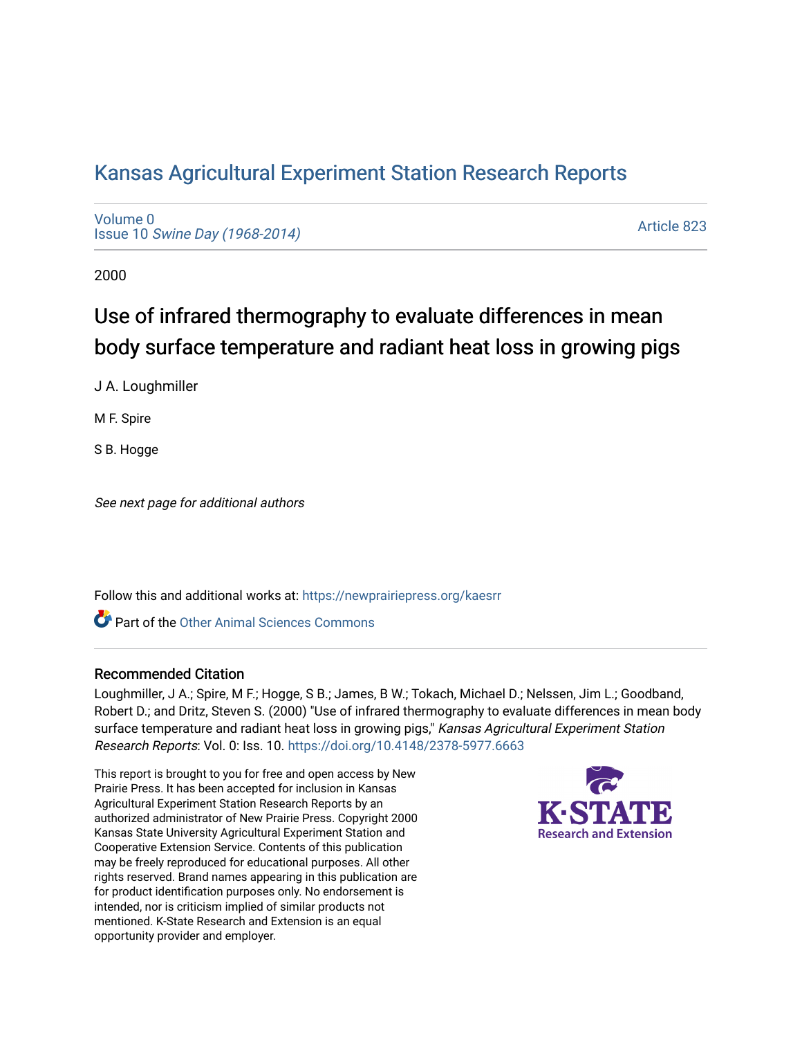# Kansas Agricultural Experiment Station Research Reports

Volume 0
Issue 10 *Swine Day (1968-2014)*

Article 823

2000

## Use of infrared thermography to evaluate differences in mean body surface temperature and radiant heat loss in growing pigs

J A. Loughmiller

M F. Spire

S B. Hogge

*See next page for additional authors*

Follow this and additional works at: https://newprairiepress.org/kaesrr

Part of the Other Animal Sciences Commons

### Recommended Citation

Loughmiller, J A.; Spire, M F.; Hogge, S B.; James, B W.; Tokach, Michael D.; Nelssen, Jim L.; Goodband, Robert D.; and Dritz, Steven S. (2000) "Use of infrared thermography to evaluate differences in mean body surface temperature and radiant heat loss in growing pigs," *Kansas Agricultural Experiment Station Research Reports*: Vol. 0: Iss. 10. https://doi.org/10.4148/2378-5977.6663

This report is brought to you for free and open access by New Prairie Press. It has been accepted for inclusion in Kansas Agricultural Experiment Station Research Reports by an authorized administrator of New Prairie Press. Copyright 2000 Kansas State University Agricultural Experiment Station and Cooperative Extension Service. Contents of this publication may be freely reproduced for educational purposes. All other rights reserved. Brand names appearing in this publication are for product identification purposes only. No endorsement is intended, nor is criticism implied of similar products not mentioned. K-State Research and Extension is an equal opportunity provider and employer.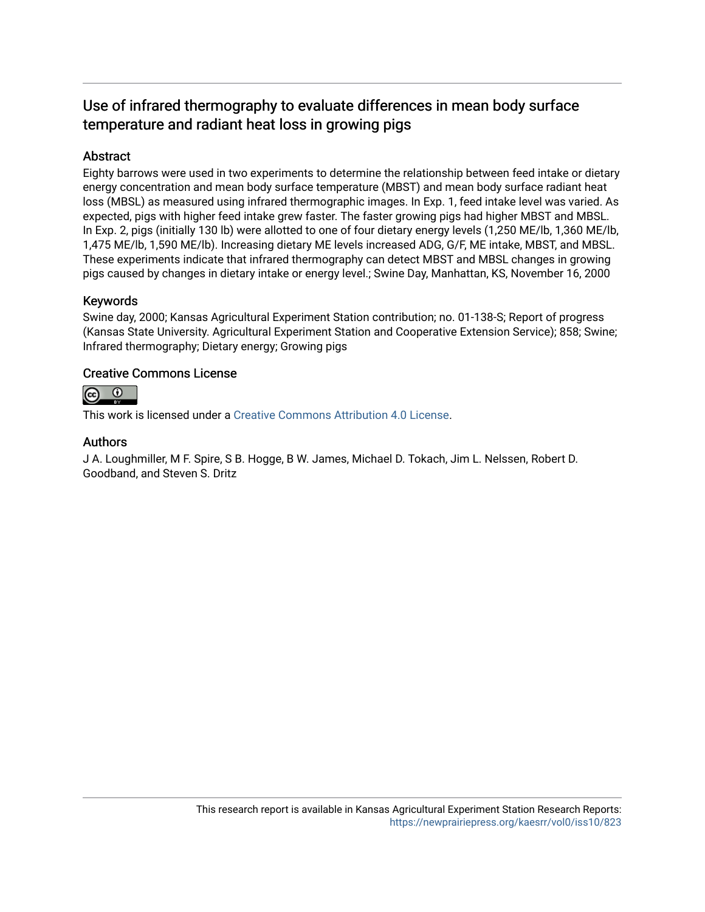# Use of infrared thermography to evaluate differences in mean body surface temperature and radiant heat loss in growing pigs

## Abstract

Eighty barrows were used in two experiments to determine the relationship between feed intake or dietary energy concentration and mean body surface temperature (MBST) and mean body surface radiant heat loss (MBSL) as measured using infrared thermographic images. In Exp. 1, feed intake level was varied. As expected, pigs with higher feed intake grew faster. The faster growing pigs had higher MBST and MBSL. In Exp. 2, pigs (initially 130 lb) were allotted to one of four dietary energy levels (1,250 ME/lb, 1,360 ME/lb, 1,475 ME/lb, 1,590 ME/lb). Increasing dietary ME levels increased ADG, G/F, ME intake, MBST, and MBSL. These experiments indicate that infrared thermography can detect MBST and MBSL changes in growing pigs caused by changes in dietary intake or energy level.; Swine Day, Manhattan, KS, November 16, 2000

## Keywords

Swine day, 2000; Kansas Agricultural Experiment Station contribution; no. 01-138-S; Report of progress (Kansas State University. Agricultural Experiment Station and Cooperative Extension Service); 858; Swine; Infrared thermography; Dietary energy; Growing pigs

## Creative Commons License

This work is licensed under a Creative Commons Attribution 4.0 License.

## Authors

J A. Loughmiller, M F. Spire, S B. Hogge, B W. James, Michael D. Tokach, Jim L. Nelssen, Robert D. Goodband, and Steven S. Dritz

This research report is available in Kansas Agricultural Experiment Station Research Reports: https://newprairiepress.org/kaesrr/vol0/iss10/823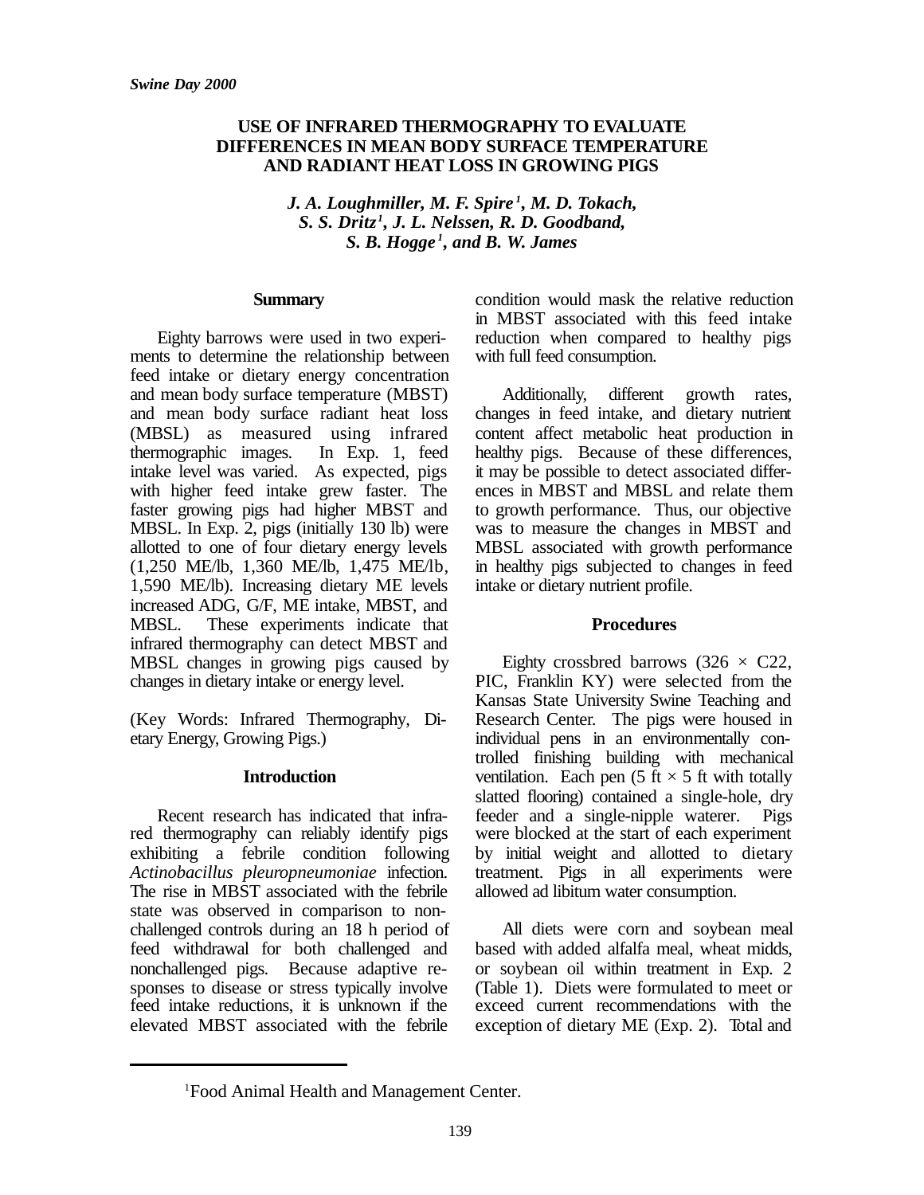*Swine Day 2000*

# USE OF INFRARED THERMOGRAPHY TO EVALUATE DIFFERENCES IN MEAN BODY SURFACE TEMPERATURE AND RADIANT HEAT LOSS IN GROWING PIGS

***J. A. Loughmiller, M. F. Spire[1], M. D. Tokach, S. S. Dritz[1], J. L. Nelssen, R. D. Goodband, S. B. Hogge[1], and B. W. James***

## Summary

Eighty barrows were used in two experiments to determine the relationship between feed intake or dietary energy concentration and mean body surface temperature (MBST) and mean body surface radiant heat loss (MBSL) as measured using infrared thermographic images. In Exp. 1, feed intake level was varied. As expected, pigs with higher feed intake grew faster. The faster growing pigs had higher MBST and MBSL. In Exp. 2, pigs (initially 130 lb) were allotted to one of four dietary energy levels (1,250 ME/lb, 1,360 ME/lb, 1,475 ME/lb, 1,590 ME/lb). Increasing dietary ME levels increased ADG, G/F, ME intake, MBST, and MBSL. These experiments indicate that infrared thermography can detect MBST and MBSL changes in growing pigs caused by changes in dietary intake or energy level.

(Key Words: Infrared Thermography, Dietary Energy, Growing Pigs.)

## Introduction

Recent research has indicated that infrared thermography can reliably identify pigs exhibiting a febrile condition following *Actinobacillus pleuropneumoniae* infection. The rise in MBST associated with the febrile state was observed in comparison to nonchallenged controls during an 18 h period of feed withdrawal for both challenged and nonchallenged pigs. Because adaptive responses to disease or stress typically involve feed intake reductions, it is unknown if the elevated MBST associated with the febrile condition would mask the relative reduction in MBST associated with this feed intake reduction when compared to healthy pigs with full feed consumption.

Additionally, different growth rates, changes in feed intake, and dietary nutrient content affect metabolic heat production in healthy pigs. Because of these differences, it may be possible to detect associated differences in MBST and MBSL and relate them to growth performance. Thus, our objective was to measure the changes in MBST and MBSL associated with growth performance in healthy pigs subjected to changes in feed intake or dietary nutrient profile.

## Procedures

Eighty crossbred barrows (326 × C22, PIC, Franklin KY) were selected from the Kansas State University Swine Teaching and Research Center. The pigs were housed in individual pens in an environmentally controlled finishing building with mechanical ventilation. Each pen (5 ft × 5 ft with totally slatted flooring) contained a single-hole, dry feeder and a single-nipple waterer. Pigs were blocked at the start of each experiment by initial weight and allotted to dietary treatment. Pigs in all experiments were allowed ad libitum water consumption.

All diets were corn and soybean meal based with added alfalfa meal, wheat midds, or soybean oil within treatment in Exp. 2 (Table 1). Diets were formulated to meet or exceed current recommendations with the exception of dietary ME (Exp. 2). Total and

[1]Food Animal Health and Management Center.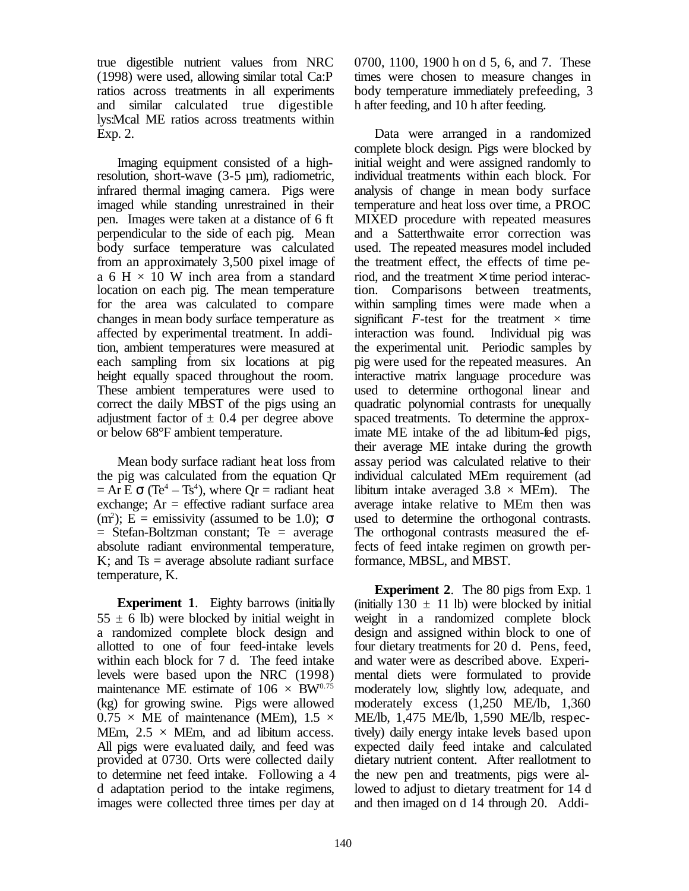true digestible nutrient values from NRC (1998) were used, allowing similar total Ca:P ratios across treatments in all experiments and similar calculated true digestible lys:Mcal ME ratios across treatments within Exp. 2.

Imaging equipment consisted of a high-resolution, short-wave (3-5 µm), radiometric, infrared thermal imaging camera. Pigs were imaged while standing unrestrained in their pen. Images were taken at a distance of 6 ft perpendicular to the side of each pig. Mean body surface temperature was calculated from an approximately 3,500 pixel image of a 6 H × 10 W inch area from a standard location on each pig. The mean temperature for the area was calculated to compare changes in mean body surface temperature as affected by experimental treatment. In addition, ambient temperatures were measured at each sampling from six locations at pig height equally spaced throughout the room. These ambient temperatures were used to correct the daily MBST of the pigs using an adjustment factor of ± 0.4 per degree above or below 68°F ambient temperature.

Mean body surface radiant heat loss from the pig was calculated from the equation $Qr = Ar\,E\,\sigma\,(Te^4 - Ts^4)$, where Qr = radiant heat exchange; Ar = effective radiant surface area ($m^2$); E = emissivity (assumed to be 1.0); $\sigma$ = Stefan-Boltzman constant; Te = average absolute radiant environmental temperature, K; and Ts = average absolute radiant surface temperature, K.

**Experiment 1**. Eighty barrows (initially 55 ± 6 lb) were blocked by initial weight in a randomized complete block design and allotted to one of four feed-intake levels within each block for 7 d. The feed intake levels were based upon the NRC (1998) maintenance ME estimate of $106 \times BW^{0.75}$ (kg) for growing swine. Pigs were allowed 0.75 × ME of maintenance (MEm), 1.5 × MEm, 2.5 × MEm, and ad libitum access. All pigs were evaluated daily, and feed was provided at 0730. Orts were collected daily to determine net feed intake. Following a 4 d adaptation period to the intake regimens, images were collected three times per day at 0700, 1100, 1900 h on d 5, 6, and 7. These times were chosen to measure changes in body temperature immediately prefeeding, 3 h after feeding, and 10 h after feeding.

Data were arranged in a randomized complete block design. Pigs were blocked by initial weight and were assigned randomly to individual treatments within each block. For analysis of change in mean body surface temperature and heat loss over time, a PROC MIXED procedure with repeated measures and a Satterthwaite error correction was used. The repeated measures model included the treatment effect, the effects of time period, and the treatment × time period interaction. Comparisons between treatments, within sampling times were made when a significant *F*-test for the treatment × time interaction was found. Individual pig was the experimental unit. Periodic samples by pig were used for the repeated measures. An interactive matrix language procedure was used to determine orthogonal linear and quadratic polynomial contrasts for unequally spaced treatments. To determine the approximate ME intake of the ad libitum-fed pigs, their average ME intake during the growth assay period was calculated relative to their individual calculated MEm requirement (ad libitum intake averaged 3.8 × MEm). The average intake relative to MEm then was used to determine the orthogonal contrasts. The orthogonal contrasts measured the effects of feed intake regimen on growth performance, MBSL, and MBST.

**Experiment 2**. The 80 pigs from Exp. 1 (initially 130 ± 11 lb) were blocked by initial weight in a randomized complete block design and assigned within block to one of four dietary treatments for 20 d. Pens, feed, and water were as described above. Experimental diets were formulated to provide moderately low, slightly low, adequate, and moderately excess (1,250 ME/lb, 1,360 ME/lb, 1,475 ME/lb, 1,590 ME/lb, respectively) daily energy intake levels based upon expected daily feed intake and calculated dietary nutrient content. After reallotment to the new pen and treatments, pigs were allowed to adjust to dietary treatment for 14 d and then imaged on d 14 through 20. Addi-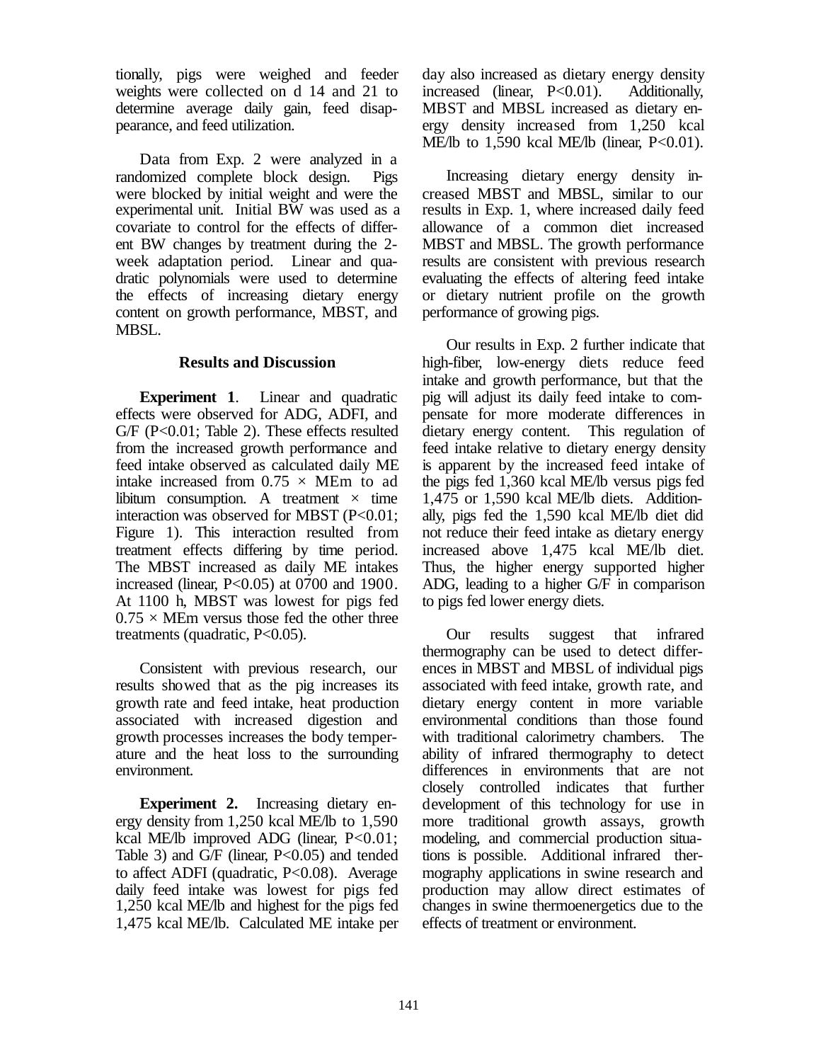tionally, pigs were weighed and feeder weights were collected on d 14 and 21 to determine average daily gain, feed disappearance, and feed utilization.

Data from Exp. 2 were analyzed in a randomized complete block design. Pigs were blocked by initial weight and were the experimental unit. Initial BW was used as a covariate to control for the effects of different BW changes by treatment during the 2-week adaptation period. Linear and quadratic polynomials were used to determine the effects of increasing dietary energy content on growth performance, MBST, and MBSL.

## Results and Discussion

**Experiment 1**. Linear and quadratic effects were observed for ADG, ADFI, and G/F ($P<0.01$; Table 2). These effects resulted from the increased growth performance and feed intake observed as calculated daily ME intake increased from 0.75 × MEm to ad libitum consumption. A treatment × time interaction was observed for MBST ($P<0.01$; Figure 1). This interaction resulted from treatment effects differing by time period. The MBST increased as daily ME intakes increased (linear, $P<0.05$) at 0700 and 1900. At 1100 h, MBST was lowest for pigs fed 0.75 × MEm versus those fed the other three treatments (quadratic, $P<0.05$).

Consistent with previous research, our results showed that as the pig increases its growth rate and feed intake, heat production associated with increased digestion and growth processes increases the body temperature and the heat loss to the surrounding environment.

**Experiment 2.** Increasing dietary energy density from 1,250 kcal ME/lb to 1,590 kcal ME/lb improved ADG (linear, $P<0.01$; Table 3) and G/F (linear, $P<0.05$) and tended to affect ADFI (quadratic, $P<0.08$). Average daily feed intake was lowest for pigs fed 1,250 kcal ME/lb and highest for the pigs fed 1,475 kcal ME/lb. Calculated ME intake per day also increased as dietary energy density increased (linear, $P<0.01$). Additionally, MBST and MBSL increased as dietary energy density increased from 1,250 kcal ME/lb to 1,590 kcal ME/lb (linear, $P<0.01$).

Increasing dietary energy density increased MBST and MBSL, similar to our results in Exp. 1, where increased daily feed allowance of a common diet increased MBST and MBSL. The growth performance results are consistent with previous research evaluating the effects of altering feed intake or dietary nutrient profile on the growth performance of growing pigs.

Our results in Exp. 2 further indicate that high-fiber, low-energy diets reduce feed intake and growth performance, but that the pig will adjust its daily feed intake to compensate for more moderate differences in dietary energy content. This regulation of feed intake relative to dietary energy density is apparent by the increased feed intake of the pigs fed 1,360 kcal ME/lb versus pigs fed 1,475 or 1,590 kcal ME/lb diets. Additionally, pigs fed the 1,590 kcal ME/lb diet did not reduce their feed intake as dietary energy increased above 1,475 kcal ME/lb diet. Thus, the higher energy supported higher ADG, leading to a higher G/F in comparison to pigs fed lower energy diets.

Our results suggest that infrared thermography can be used to detect differences in MBST and MBSL of individual pigs associated with feed intake, growth rate, and dietary energy content in more variable environmental conditions than those found with traditional calorimetry chambers. The ability of infrared thermography to detect differences in environments that are not closely controlled indicates that further development of this technology for use in more traditional growth assays, growth modeling, and commercial production situations is possible. Additional infrared thermography applications in swine research and production may allow direct estimates of changes in swine thermoenergetics due to the effects of treatment or environment.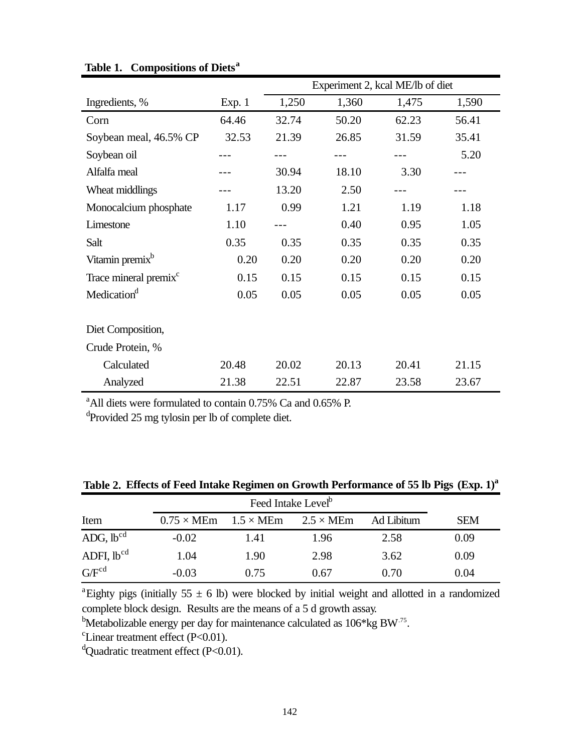**Table 1. Compositions of Diets[a]**

| Ingredients, % | Exp. 1 | Experiment 2, kcal ME/lb of diet 1,250 | 1,360 | 1,475 | 1,590 |
|---|---|---|---|---|---|
| Corn | 64.46 | 32.74 | 50.20 | 62.23 | 56.41 |
| Soybean meal, 46.5% CP | 32.53 | 21.39 | 26.85 | 31.59 | 35.41 |
| Soybean oil | --- | --- | --- | --- | 5.20 |
| Alfalfa meal | --- | 30.94 | 18.10 | 3.30 | --- |
| Wheat middlings | --- | 13.20 | 2.50 | --- | --- |
| Monocalcium phosphate | 1.17 | 0.99 | 1.21 | 1.19 | 1.18 |
| Limestone | 1.10 | --- | 0.40 | 0.95 | 1.05 |
| Salt | 0.35 | 0.35 | 0.35 | 0.35 | 0.35 |
| Vitamin premix[b] | 0.20 | 0.20 | 0.20 | 0.20 | 0.20 |
| Trace mineral premix[c] | 0.15 | 0.15 | 0.15 | 0.15 | 0.15 |
| Medication[d] | 0.05 | 0.05 | 0.05 | 0.05 | 0.05 |
| | | | | | |
| Diet Composition, | | | | | |
| Crude Protein, % | | | | | |
| Calculated | 20.48 | 20.02 | 20.13 | 20.41 | 21.15 |
| Analyzed | 21.38 | 22.51 | 22.87 | 23.58 | 23.67 |

[a]All diets were formulated to contain 0.75% Ca and 0.65% P.
[d]Provided 25 mg tylosin per lb of complete diet.

**Table 2. Effects of Feed Intake Regimen on Growth Performance of 55 lb Pigs (Exp. 1)[a]**

| Item | Feed Intake Level[b] 0.75 × MEm | 1.5 × MEm | 2.5 × MEm | Ad Libitum | SEM |
|---|---|---|---|---|---|
| ADG, lb[cd] | -0.02 | 1.41 | 1.96 | 2.58 | 0.09 |
| ADFI, lb[cd] | 1.04 | 1.90 | 2.98 | 3.62 | 0.09 |
| G/F[cd] | -0.03 | 0.75 | 0.67 | 0.70 | 0.04 |

[a]Eighty pigs (initially 55 ± 6 lb) were blocked by initial weight and allotted in a randomized complete block design. Results are the means of a 5 d growth assay.
[b]Metabolizable energy per day for maintenance calculated as $106 \times kg\ BW^{.75}$.
[c]Linear treatment effect ($P<0.01$).
[d]Quadratic treatment effect ($P<0.01$).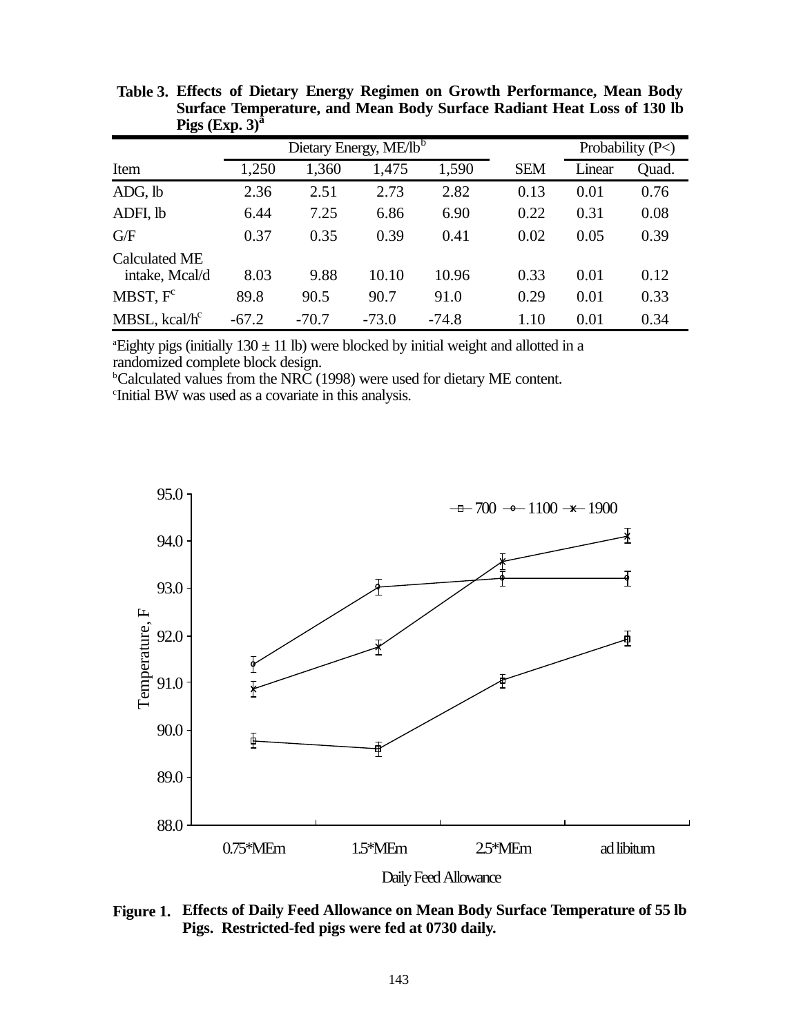**Table 3. Effects of Dietary Energy Regimen on Growth Performance, Mean Body Surface Temperature, and Mean Body Surface Radiant Heat Loss of 130 lb Pigs (Exp. 3)[a]**

| | Dietary Energy, ME/lb[b] | | | | | Probability (P<) | |
|---|---|---|---|---|---|---|---|
| Item | 1,250 | 1,360 | 1,475 | 1,590 | SEM | Linear | Quad. |
| ADG, lb | 2.36 | 2.51 | 2.73 | 2.82 | 0.13 | 0.01 | 0.76 |
| ADFI, lb | 6.44 | 7.25 | 6.86 | 6.90 | 0.22 | 0.31 | 0.08 |
| G/F | 0.37 | 0.35 | 0.39 | 0.41 | 0.02 | 0.05 | 0.39 |
| Calculated ME intake, Mcal/d | 8.03 | 9.88 | 10.10 | 10.96 | 0.33 | 0.01 | 0.12 |
| MBST, F[c] | 89.8 | 90.5 | 90.7 | 91.0 | 0.29 | 0.01 | 0.33 |
| MBSL, kcal/h[c] | -67.2 | -70.7 | -73.0 | -74.8 | 1.10 | 0.01 | 0.34 |

[a]Eighty pigs (initially 130 ± 11 lb) were blocked by initial weight and allotted in a randomized complete block design.
[b]Calculated values from the NRC (1998) were used for dietary ME content.
[c]Initial BW was used as a covariate in this analysis.

95.0
94.0
93.0
92.0
91.0
90.0
89.0
88.0
Temperature, F
700 1100 1900
0.75*MEm
1.5*MEm
2.5*MEm
ad libitum
Daily Feed Allowance

**Figure 1. Effects of Daily Feed Allowance on Mean Body Surface Temperature of 55 lb Pigs. Restricted-fed pigs were fed at 0730 daily.**